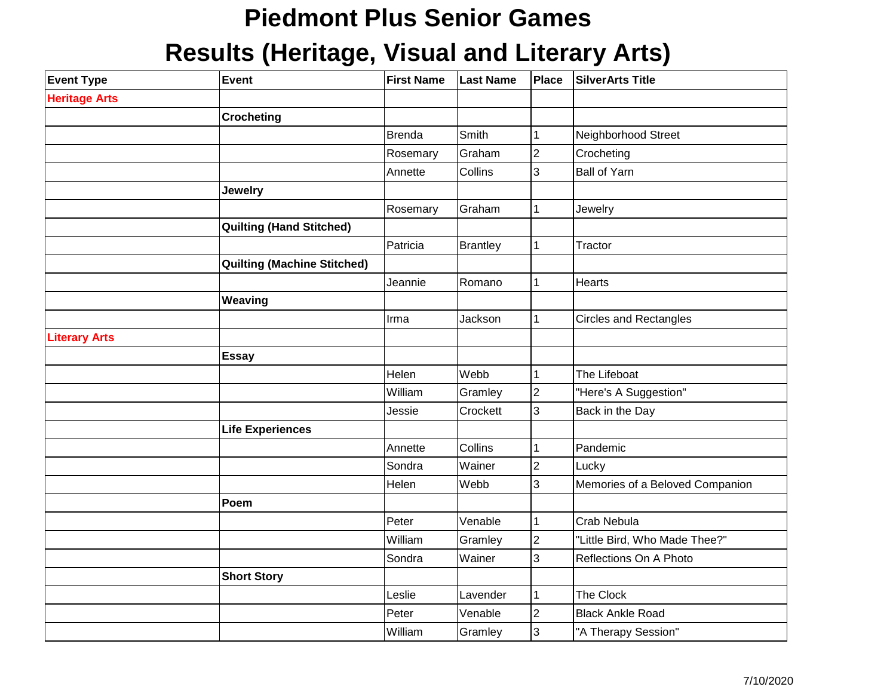# Piedmont Plus Senior Games

## Results (Heritage, Visual and Literary Arts)

| Event Type | Event | First Name | Last Name | Place | SilverArts Title |
|---|---|---|---|---|---|
| **Heritage Arts** | | | | | |
| | **Crocheting** | | | | |
| | | Brenda | Smith | 1 | Neighborhood Street |
| | | Rosemary | Graham | 2 | Crocheting |
| | | Annette | Collins | 3 | Ball of Yarn |
| | **Jewelry** | | | | |
| | | Rosemary | Graham | 1 | Jewelry |
| | **Quilting (Hand Stitched)** | | | | |
| | | Patricia | Brantley | 1 | Tractor |
| | **Quilting (Machine Stitched)** | | | | |
| | | Jeannie | Romano | 1 | Hearts |
| | **Weaving** | | | | |
| | | Irma | Jackson | 1 | Circles and Rectangles |
| **Literary Arts** | | | | | |
| | **Essay** | | | | |
| | | Helen | Webb | 1 | The Lifeboat |
| | | William | Gramley | 2 | "Here's A Suggestion" |
| | | Jessie | Crockett | 3 | Back in the Day |
| | **Life Experiences** | | | | |
| | | Annette | Collins | 1 | Pandemic |
| | | Sondra | Wainer | 2 | Lucky |
| | | Helen | Webb | 3 | Memories of a Beloved Companion |
| | **Poem** | | | | |
| | | Peter | Venable | 1 | Crab Nebula |
| | | William | Gramley | 2 | "Little Bird, Who Made Thee?" |
| | | Sondra | Wainer | 3 | Reflections On A Photo |
| | **Short Story** | | | | |
| | | Leslie | Lavender | 1 | The Clock |
| | | Peter | Venable | 2 | Black Ankle Road |
| | | William | Gramley | 3 | "A Therapy Session" |

7/10/2020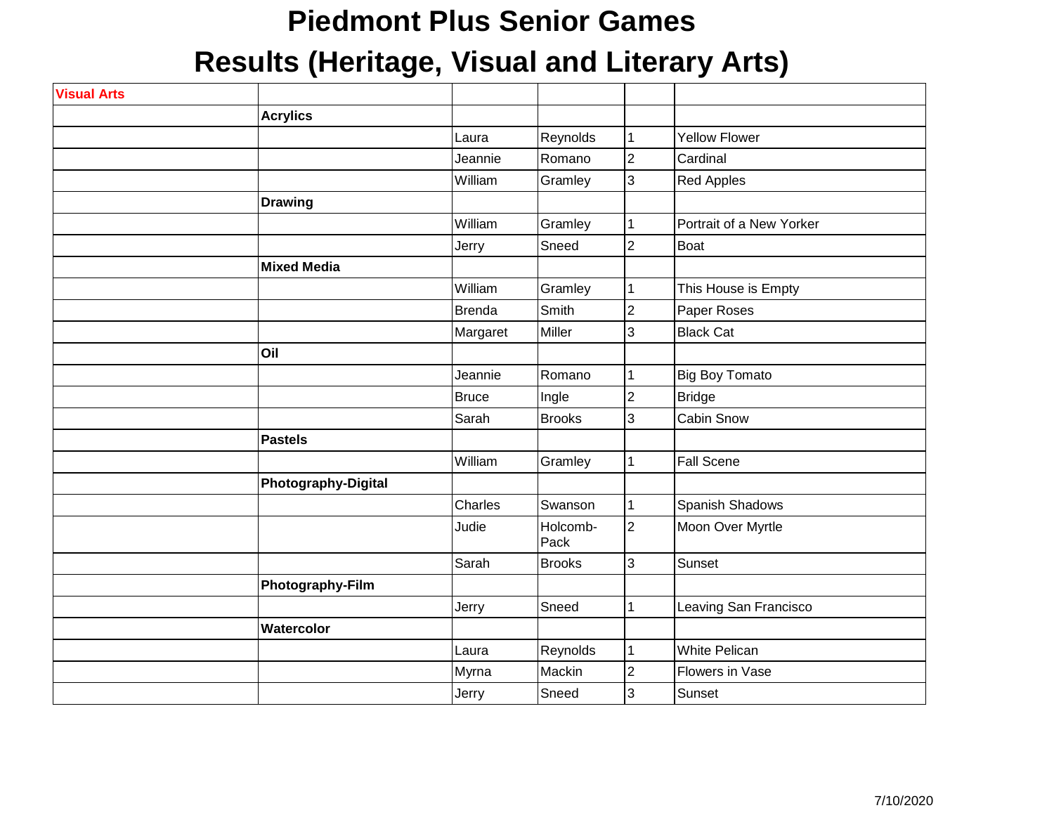# Piedmont Plus Senior Games

## Results (Heritage, Visual and Literary Arts)

| | | | | | |
|---|---|---|---|---|---|
| **Visual Arts** | | | | | |
| | **Acrylics** | | | | |
| | | Laura | Reynolds | 1 | Yellow Flower |
| | | Jeannie | Romano | 2 | Cardinal |
| | | William | Gramley | 3 | Red Apples |
| | **Drawing** | | | | |
| | | William | Gramley | 1 | Portrait of a New Yorker |
| | | Jerry | Sneed | 2 | Boat |
| | **Mixed Media** | | | | |
| | | William | Gramley | 1 | This House is Empty |
| | | Brenda | Smith | 2 | Paper Roses |
| | | Margaret | Miller | 3 | Black Cat |
| | **Oil** | | | | |
| | | Jeannie | Romano | 1 | Big Boy Tomato |
| | | Bruce | Ingle | 2 | Bridge |
| | | Sarah | Brooks | 3 | Cabin Snow |
| | **Pastels** | | | | |
| | | William | Gramley | 1 | Fall Scene |
| | **Photography-Digital** | | | | |
| | | Charles | Swanson | 1 | Spanish Shadows |
| | | Judie | Holcomb-Pack | 2 | Moon Over Myrtle |
| | | Sarah | Brooks | 3 | Sunset |
| | **Photography-Film** | | | | |
| | | Jerry | Sneed | 1 | Leaving San Francisco |
| | **Watercolor** | | | | |
| | | Laura | Reynolds | 1 | White Pelican |
| | | Myrna | Mackin | 2 | Flowers in Vase |
| | | Jerry | Sneed | 3 | Sunset |

7/10/2020